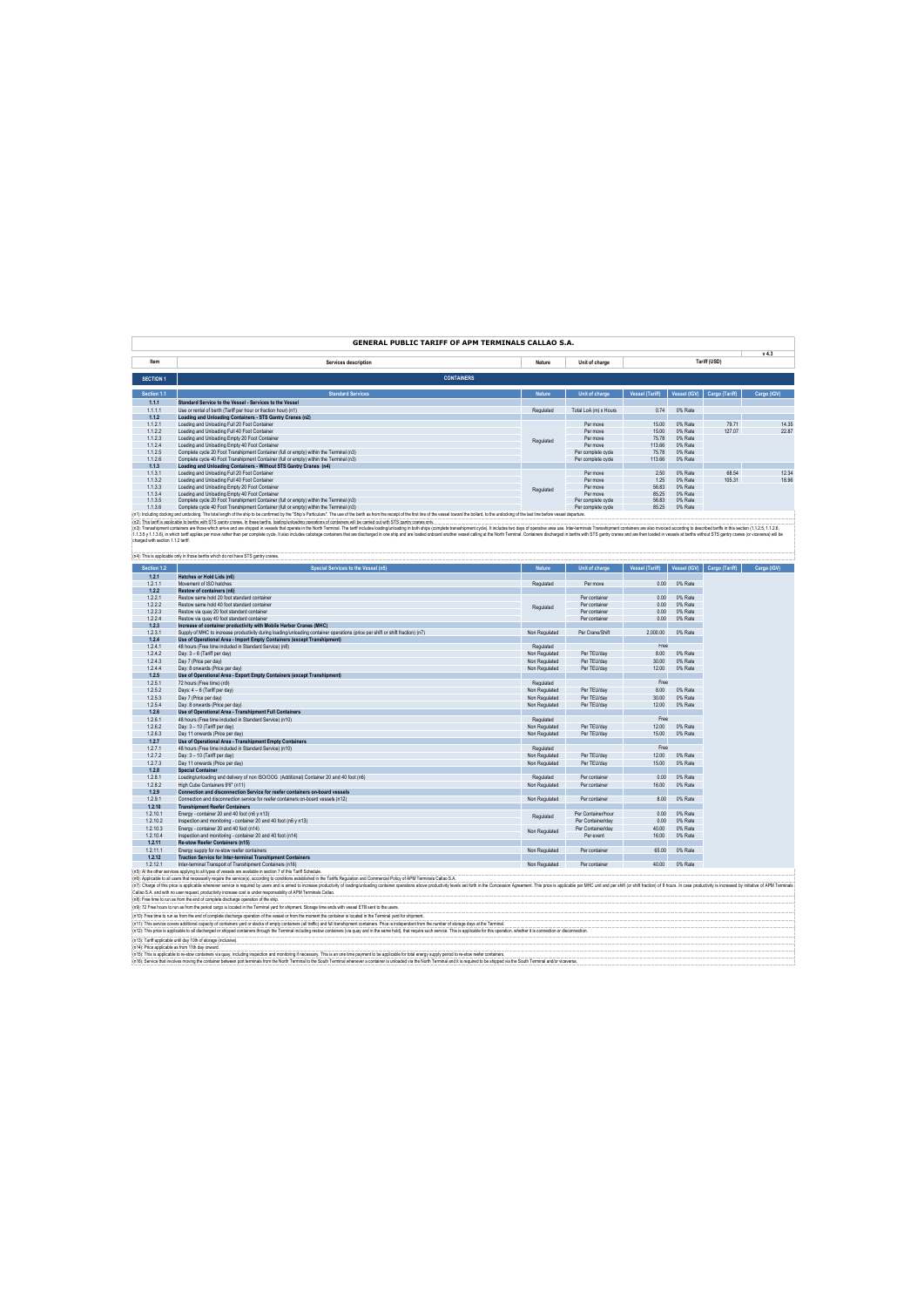# GENERAL PUBLIC TARIFF OF APM TERMINALS CALLAO S.A.

v 4.3

| Item | Services description | Nature | Unit of charge | Tariff (USD) | | | |
|---|---|---|---|---|---|---|---|
| **SECTION 1** | **CONTAINERS** | | | | | | |
| **Section 1.1** | **Standard Services** | **Nature** | **Unit of charge** | **Vessel (Tariff)** | **Vessel (IGV)** | **Cargo (Tariff)** | **Cargo (IGV)** |
| **1.1.1** | **Standard Service to the Vessel - Services to the Vessel** | | | | | | |
| 1.1.1.1 | Use or rental of berth (Tariff per hour or fraction hour) (n1) | Regulated | Total LoA (m) x Hours | 0.74 | 0% Rate | | |
| **1.1.2** | **Loading and Unloading Containers - STS Gantry Cranes (n2)** | | | | | | |
| 1.1.2.1 | Loading and Unloading Full 20 Foot Container | Regulated | Per move | 15.00 | 0% Rate | 79.71 | 14.35 |
| 1.1.2.2 | Loading and Unloading Full 40 Foot Container | | Per move | 15.00 | 0% Rate | 127.07 | 22.87 |
| 1.1.2.3 | Loading and Unloading Empty 20 Foot Container | | Per move | 75.78 | 0% Rate | | |
| 1.1.2.4 | Loading and Unloading Empty 40 Foot Container | | Per move | 113.66 | 0% Rate | | |
| 1.1.2.5 | Complete cycle 20 Foot Transhipment Container (full or empty) within the Terminal (n3) | | Per complete cycle | 75.78 | 0% Rate | | |
| 1.1.2.6 | Complete cycle 40 Foot Transhipment Container (full or empty) within the Terminal (n3) | | Per complete cycle | 113.66 | 0% Rate | | |
| **1.1.3** | **Loading and Unloading Containers - Without STS Gantry Cranes (n4)** | | | | | | |
| 1.1.3.1 | Loading and Unloading Full 20 Foot Container | Regulated | Per move | 2.50 | 0% Rate | 68.54 | 12.34 |
| 1.1.3.2 | Loading and Unloading Full 40 Foot Container | | Per move | 1.25 | 0% Rate | 105.31 | 18.96 |
| 1.1.3.3 | Loading and Unloading Empty 20 Foot Container | | Per move | 56.83 | 0% Rate | | |
| 1.1.3.4 | Loading and Unloading Empty 40 Foot Container | | Per move | 85.25 | 0% Rate | | |
| 1.1.3.5 | Complete cycle 20 Foot Transhipment Container (full or empty) within the Terminal (n3) | | Per complete cycle | 56.83 | 0% Rate | | |
| 1.1.3.6 | Complete cycle 40 Foot Transhipment Container (full or empty) within the Terminal (n3) | | Per complete cycle | 85.25 | 0% Rate | | |

(n1): Including docking and undocking. The total length of the ship to be confirmed by the "Ship's Particulars". The use of the berth as from the receipt of the first line of the vessel toward the bollard, to the undocking of the last line before vessel departure.

(n2): This tariff is applicable to berths with STS gantry cranes. In these berths, loading/unloading operations of containers will be carried out with STS gantry cranes only.

(n3): Transshipment containers are those which arrive and are shipped in vessels that operate in the North Terminal. The tariff includes loading/unloading in both ships (complete transhipment cycle). It includes two days of operative area use. Inter-terminals Transshipment containers are also invoiced according to described tariffs in this section (1.1.2.5, 1.1.2.6, 1.1.3.5 y 1.1.3.6), in which tariff applies per move rather than per complete cycle. It also includes cabotage containers that are discharged in one ship and are loaded onboard another vessel calling at the North Terminal. Containers discharged in berths with STS gantry cranes and are then loaded in vessels at berths without STS gantry cranes (or viceversa) will be charged with section 1.1.2 tariff.

(n4): This is applicable only in those berths which do not have STS gantry cranes.

| Section 1.2 | Special Services to the Vessel (n5) | Nature | Unit of charge | Vessel (Tariff) | Vessel (IGV) | Cargo (Tariff) | Cargo (IGV) |
|---|---|---|---|---|---|---|---|
| **1.2.1** | **Hatches or Hold Lids (n6)** | | | | | | |
| 1.2.1.1 | Movement of ISO hatches | Regulated | Per move | 0.00 | 0% Rate | | |
| **1.2.2** | **Restow of containers (n6)** | | | | | | |
| 1.2.2.1 | Restow same hold 20 foot standard container | Regulated | Per container | 0.00 | 0% Rate | | |
| 1.2.2.2 | Restow same hold 40 foot standard container | | Per container | 0.00 | 0% Rate | | |
| 1.2.2.3 | Restow via quay 20 foot standard container | | Per container | 0.00 | 0% Rate | | |
| 1.2.2.4 | Restow via quay 40 foot standard container | | Per container | 0.00 | 0% Rate | | |
| **1.2.3** | **Increase of container productivity with Mobile Harbor Cranes (MHC)** | | | | | | |
| 1.2.3.1 | Supply of MHC to increase productivity during loading/unloading container operations (price per shift or shift fraction) (n7) | Non Regulated | Per Crane/Shift | 2,000.00 | 0% Rate | | |
| **1.2.4** | **Use of Operational Area - Import Empty Containers (except Transhipment)** | | | | | | |
| 1.2.4.1 | 48 hours (Free time included in Standard Service) (n8) | Regulated | | Free | | | |
| 1.2.4.2 | Day: 3 – 6 (Tariff per day) | Non Regulated | Per TEU/day | 8.00 | 0% Rate | | |
| 1.2.4.3 | Day 7 (Price per day) | Non Regulated | Per TEU/day | 30.00 | 0% Rate | | |
| 1.2.4.4 | Day: 8 onwards (Price per day) | Non Regulated | Per TEU/day | 12.00 | 0% Rate | | |
| **1.2.5** | **Use of Operational Area - Export Empty Containers (except Transhipment)** | | | | | | |
| 1.2.5.1 | 72 hours (Free time) (n9) | Regulated | | Free | | | |
| 1.2.5.2 | Days: 4 – 6 (Tariff per day) | Non Regulated | Per TEU/day | 8.00 | 0% Rate | | |
| 1.2.5.3 | Day 7 (Price per day) | Non Regulated | Per TEU/day | 30.00 | 0% Rate | | |
| 1.2.5.4 | Day: 8 onwards (Price per day) | Non Regulated | Per TEU/day | 12.00 | 0% Rate | | |
| **1.2.6** | **Use of Operational Area - Transhipment Full Containers** | | | | | | |
| 1.2.6.1 | 48 hours (Free time included in Standard Service) (n10) | Regulated | | Free | | | |
| 1.2.6.2 | Day: 3 – 10 (Tariff per day) | Non Regulated | Per TEU/day | 12.00 | 0% Rate | | |
| 1.2.6.3 | Day 11 onwards (Price per day) | Non Regulated | Per TEU/day | 15.00 | 0% Rate | | |
| **1.2.7** | **Use of Operational Area - Transhipment Empty Containers** | | | | | | |
| 1.2.7.1 | 48 hours (Free time included in Standard Service) (n10) | Regulated | | Free | | | |
| 1.2.7.2 | Day: 3 – 10 (Tariff per day) | Non Regulated | Per TEU/day | 12.00 | 0% Rate | | |
| 1.2.7.3 | Day 11 onwards (Price per day) | Non Regulated | Per TEU/day | 15.00 | 0% Rate | | |
| **1.2.8** | **Special Container** | | | | | | |
| 1.2.8.1 | Loading/unloading and delivery of non ISO/OOG (Additional) Container 20 and 40 foot (n6) | Regulated | Per container | 0.00 | 0% Rate | | |
| 1.2.8.2 | High Cube Containers 9'6" (n11) | Non Regulated | Per container | 16.00 | 0% Rate | | |
| **1.2.9** | **Connection and disconnection Service for reefer containers on-board vessels** | | | | | | |
| 1.2.9.1 | Connection and disconnection service for reefer containers on-board vessels (n12) | Non Regulated | Per container | 8.00 | 0% Rate | | |
| **1.2.10** | **Transhipment Reefer Containers** | | | | | | |
| 1.2.10.1 | Energy - container 20 and 40 foot (n6 y n13) | Regulated | Per Container/hour | 0.00 | 0% Rate | | |
| 1.2.10.2 | Inspection and monitoring - container 20 and 40 foot (n6 y n13) | | Per Container/day | 0.00 | 0% Rate | | |
| 1.2.10.3 | Energy - container 20 and 40 foot (n14) | Non Regulated | Per Container/day | 40.00 | 0% Rate | | |
| 1.2.10.4 | Inspection and monitoring - container 20 and 40 foot (n14) | | Per event | 16.00 | 0% Rate | | |
| **1.2.11** | **Re-stow Reefer Containers (n15)** | | | | | | |
| 1.2.11.1 | Energy supply for re-stow reefer containers | Non Regulated | Per container | 65.00 | 0% Rate | | |
| **1.2.12** | **Traction Service for Inter-terminal Transhipment Containers** | | | | | | |
| 1.2.12.1 | Inter-terminal Transport of Transhipment Containers (n16) | Non Regulated | Per container | 40.00 | 0% Rate | | |

(n5): At the other services applying to all types of vessels are available in section 7 of this Tariff Schedule.

(n6): Applicable to all users that necessarily require the service(s), according to conditions established in the Tariffs Regulation and Commercial Policy of APM Terminals Callao S.A.

(n7): Charge of this price is applicable whenever service is required by users and is aimed to increase productivity of loading/unloading container operations above productivity levels set forth in the Concession Agreement. This price is applicable per MHC unit and per shift (or shift fraction) of 8 hours. In case productivity is increased by initiative of APM Terminals Callao S.A. and with no user request, productivity increase cost is under responsibility of APM Terminals Callao.

(n8): Free time to run as from the end of complete discharge operation of the ship.

(n9): 72 Free hours to run as from the period cargo is located in the Terminal yard for shipment. Storage time ends with vessel ETB sent to the users.

(n10): Free time to run as from the end of complete discharge operation of the vessel or from the moment the container is located in the Terminal yard for shipment.

(n11): This service covers additional capacity of containers yard or stacks of empty containers (all traffic) and full transhipment containers. Price is independent from the number of storage days at the Terminal.

(n12): This price is applicable to all discharged or shipped containers through the Terminal including restow containers (via quay and in the same hold), that require such service. This is applicable for this operation, whether it is connection or disconnection.

(n13): Tariff applicable until day 10th of storage (inclusive).

(n14): Price applicable as from 11th day onward.

(n15): This is applicable to re-stow containers via quay, including inspection and monitoring if necessary. This is an one time payment to be applicable for total energy supply period to re-stow reefer containers.

(n16): Service that involves moving the container between port terminals from the North Terminal to the South Terminal whenever a container is unloaded via the North Terminal and it is required to be shipped via the South Terminal and/or viceversa.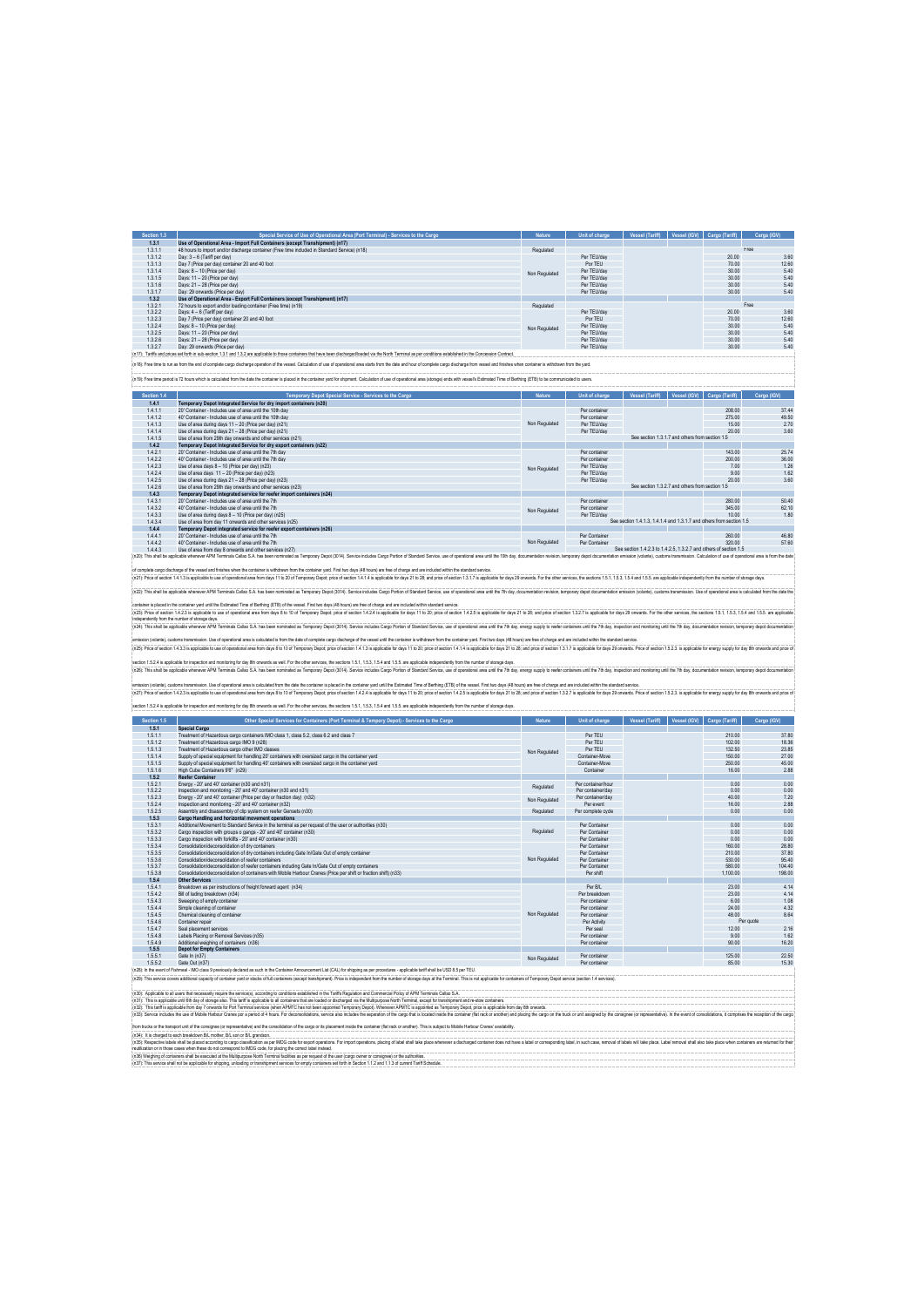| Section 1.3 | Special Service of Use of Operational Area (Port Terminal) - Services to the Cargo | Nature | Unit of charge | Vessel (Tariff) | Vessel (IGV) | Cargo (Tariff) | Cargo (IGV) |
|---|---|---|---|---|---|---|---|
| 1.3.1 | Use of Operational Area - Import Full Containers (except Transhipment) (n17) | | | | | | |
| 1.3.1.1 | 48 hours to import and/or discharge container (Free time included in Standard Service) (n18) | Regulated | | | | Free | |
| 1.3.1.2 | Day: 3 – 6 (Tariff per day) | Non Regulated | Per TEU/day | | | 20.00 | 3.60 |
| 1.3.1.3 | Day 7 (Price per day) container 20 and 40 foot | | Per TEU | | | 70.00 | 12.60 |
| 1.3.1.4 | Days: 8 – 10 (Price per day) | | Per TEU/day | | | 30.00 | 5.40 |
| 1.3.1.5 | Days: 11 – 20 (Price per day) | | Per TEU/day | | | 30.00 | 5.40 |
| 1.3.1.6 | Days: 21 – 28 (Price per day) | | Per TEU/day | | | 30.00 | 5.40 |
| 1.3.1.7 | Day: 29 onwards (Price per day) | | Per TEU/day | | | 30.00 | 5.40 |
| 1.3.2 | Use of Operational Area - Export Full Containers (except Transhipment) (n17) | | | | | | |
| 1.3.2.1 | 72 hours to export and/or loading container (Free time) (n19) | Regulated | | | | Free | |
| 1.3.2.2 | Days: 4 – 6 (Tariff per day) | Non Regulated | Per TEU/day | | | 20.00 | 3.60 |
| 1.3.2.3 | Day 7 (Price per day) container 20 and 40 foot | | Per TEU | | | 70.00 | 12.60 |
| 1.3.2.4 | Days: 8 – 10 (Price per day) | | Per TEU/day | | | 30.00 | 5.40 |
| 1.3.2.5 | Days: 11 – 20 (Price per day) | | Per TEU/day | | | 30.00 | 5.40 |
| 1.3.2.6 | Days: 21 – 28 (Price per day) | | Per TEU/day | | | 30.00 | 5.40 |
| 1.3.2.7 | Day: 29 onwards (Price per day) | | Per TEU/day | | | 30.00 | 5.40 |

(n17): Tariffs and prices set forth in sub-section 1.3.1 and 1.3.2 are applicable to those containers that have been discharged/loaded via the North Terminal as per conditions established in the Concession Contract.

(n18): Free time to run as from the end of complete cargo discharge operation of the vessel. Calculation of use of operational area starts from the date and hour of complete cargo discharge from vessel and finishes when container is withdrawn from the yard.

(n19): Free time period is 72 hours which is calculated from the date the container is placed in the container yard for shipment. Calculation of use of operational areas (storage) ends with vessel's Estimated Time of Berthing (ETB) to be communicated to users.

| Section 1.4 | Temporary Depot Special Service - Services to the Cargo | Nature | Unit of charge | Vessel (Tariff) | Vessel (IGV) | Cargo (Tariff) | Cargo (IGV) |
|---|---|---|---|---|---|---|---|
| 1.4.1 | Temporary Depot Integrated Service for dry import containers (n20) | | | | | | |
| 1.4.1.1 | 20' Container - Includes use of area until the 10th day | Non Regulated | Per container | | | 208.00 | 37.44 |
| 1.4.1.2 | 40' Container - Includes use of area until the 10th day | | Per container | | | 275.00 | 49.50 |
| 1.4.1.3 | Use of area during days 11 – 20 (Price per day) (n21) | | Per TEU/day | | | 15.00 | 2.70 |
| 1.4.1.4 | Use of area during days 21 – 28 (Price per day) (n21) | | Per TEU/day | | | 20.00 | 3.60 |
| 1.4.1.5 | Use of area from 29th day onwards and other services (n21) | | | See section 1.3.1.7 and others from section 1.5 | | | |
| 1.4.2 | Temporary Depot Integrated Service for dry export containers (n22) | | | | | | |
| 1.4.2.1 | 20' Container - Includes use of area until the 7th day | Non Regulated | Per container | | | 143.00 | 25.74 |
| 1.4.2.2 | 40' Container - Includes use of area until the 7th day | | Per container | | | 200.00 | 36.00 |
| 1.4.2.3 | Use of area days 8 – 10 (Price per day) (n23) | | Per TEU/day | | | 7.00 | 1.26 |
| 1.4.2.4 | Use of area days 11 – 20 (Price per day) (n23) | | Per TEU/day | | | 9.00 | 1.62 |
| 1.4.2.5 | Use of area during days 21 – 28 (Price per day) (n23) | | Per TEU/day | | | 20.00 | 3.60 |
| 1.4.2.6 | Use of area from 29th day onwards and other services (n23) | | | See section 1.3.2.7 and others from section 1.5 | | | |
| 1.4.3 | Temporary Depot integrated service for reefer import containers (n24) | | | | | | |
| 1.4.3.1 | 20' Container - Includes use of area until the 7th | Non Regulated | Per container | | | 280.00 | 50.40 |
| 1.4.3.2 | 40' Container - Includes use of area until the 7th | | Per container | | | 345.00 | 62.10 |
| 1.4.3.3 | Use of area during days 8 – 10 (Price per day) (n25) | | Per TEU/day | | | 10.00 | 1.80 |
| 1.4.3.4 | Use of area from day 11 onwards and other services (n25) | | | See section 1.4.1.3, 1.4.1.4 and 1.3.1.7 and others from section 1.5 | | | |
| 1.4.4 | Temporary Depot integrated service for reefer export containers (n26) | | | | | | |
| 1.4.4.1 | 20' Container - Includes use of area until the 7th | Non Regulated | Per Container | | | 260.00 | 46.80 |
| 1.4.4.2 | 40' Container - Includes use of area until the 7th | | Per Container | | | 320.00 | 57.60 |
| 1.4.4.3 | Use of area from day 8 onwards and other services (n27) | | | See section 1.4.2.3 to 1.4.2.5, 1.3.2.7 and others of section 1.5 | | | |

(n20): This shall be applicable whenever APM Terminals Callao S.A. has been nominated as Temporary Depot (3014). Service includes Cargo Portion of Standard Service, use of operational area until the 10th day, documentation revision, temporary depot documentation emission (volante), customs transmission. Calculation of use of operational area is from the date of complete cargo discharge of the vessel and finishes when the container is withdrawn from the container yard. First two days (48 hours) are free of charge and are included within the standard service.

(n21): Price of section 1.4.1.3 is applicable to use of operational area from days 11 to 20 of Temporary Depot; price of section 1.4.1.4 is applicable for days 21 to 28; and price of section 1.3.1.7 is applicable for days 29 onwards. For the other services, the sections 1.5.1, 1.5.3, 1.5.4 and 1.5.5. are applicable independently from the number of storage days.

(n22): This shall be applicable whenever APM Terminals Callao S.A. has been nominated as Temporary Depot (3014). Service includes Cargo Portion of Standard Service, use of operational area until the 7th day, documentation revision, temporary depot documentation emission (volante), customs transmission. Use of operational area is calculated from the date the container is placed in the container yard until the Estimated Time of Berthing (ETB) of the vessel. First two days (48 hours) are free of charge and are included within standard service.

(n23): Price of section 1.4.2.3 is applicable to use of operational area from days 8 to 10 of Temporary Depot; price of section 1.4.2.4 is applicable for days 11 to 20; price of section 1.4.2.5 is applicable for days 21 to 28; and price of section 1.3.2.7 is applicable for days 29 onwards. For the other services, the sections 1.5.1, 1.5.3, 1.5.4 and 1.5.5. are applicable independently from the number of storage days.

(n24): This shall be applicable whenever APM Terminals Callao S.A. has been nominated as Temporary Depot (3014). Service includes Cargo Portion of Standard Service, use of operational area until the 7th day, energy supply to reefer containers until the 7th day, inspection and monitoring until the 7th day, documentation revision, temporary depot documentation emission (volante), customs transmission. Use of operational area is calculated is from the date of complete cargo discharge of the vessel until the container is withdrawn from the container yard. First two days (48 hours) are free of charge and are included within the standard service.

(n25): Price of section 1.4.3.3 is applicable to use of operational area from days 8 to 10 of Temporary Depot; price of section 1.4.1.3 is applicable for days 11 to 20; price of section 1.4.1.4 is applicable for days 21 to 28; and price of section 1.3.1.7 is applicable for days 29 onwards. Price of section 1.5.2.3 is applicable for energy supply for day 8th onwards and price of section 1.5.2.4 is applicable for inspection and monitoring for day 8th onwards as well. For the other services, the sections 1.5.1, 1.5.3, 1.5.4 and 1.5.5. are applicable independently from the number of storage days.

(n26): This shall be applicable whenever APM Terminals Callao S.A. has been nominated as Temporary Depot (3014). Service includes Cargo Portion of Standard Service, use of operational area until the 7th day, energy supply to reefer containers until the 7th day, inspection and monitoring until the 7th day, documentation revision, temporary depot documentation emission (volante), customs transmission. Use of operational area is calculated from the date the container is placed in the container yard until the Estimated Time of Berthing (ETB) of the vessel. First two days (48 hours) are free of charge and are included within the standard service.

(n27): Price of section 1.4.2.3 is applicable to use of operational area from days 8 to 10 of Temporary Depot; price of section 1.4.2.4 is applicable for days 11 to 20; price of section 1.4.2.5 is applicable for days 21 to 28; and price of section 1.3.2.7 is applicable for days 29 onwards. Price of section 1.5.2.3 is applicable for energy supply for day 8th onwards and price of section 1.5.2.4 is applicable for inspection and monitoring for day 8th onwards as well. For the other services, the sections 1.5.1, 1.5.3, 1.5.4 and 1.5.5. are applicable independently from the number of storage days.

| Section 1.5 | Other Special Services for Containers (Port Terminal & Tempory Depot) - Services to the Cargo | Nature | Unit of charge | Vessel (Tariff) | Vessel (IGV) | Cargo (Tariff) | Cargo (IGV) |
|---|---|---|---|---|---|---|---|
| 1.5.1 | Special Cargo | | | | | | |
| 1.5.1.1 | Treatment of Hazardous cargo containers IMO class 1, class 5.2, class 6.2 and class 7 | Non Regulated | Per TEU | | | 210.00 | 37.80 |
| 1.5.1.2 | Treatment of Hazardous cargo IMO 9 (n28) | | Per TEU | | | 102.00 | 18.36 |
| 1.5.1.3 | Treatment of Hazardous cargo other IMO classes | | Per TEU | | | 132.50 | 23.85 |
| 1.5.1.4 | Supply of special equipment for handling 20' containers with oversized cargo in the container yard | | Container-Move | | | 150.00 | 27.00 |
| 1.5.1.5 | Supply of special equipment for handling 40' containers with oversized cargo in the container yard | | Container-Move | | | 250.00 | 45.00 |
| 1.5.1.6 | High Cube Containers 9'6" (n29) | | Container | | | 16.00 | 2.88 |
| 1.5.2 | Reefer Container | | | | | | |
| 1.5.2.1 | Energy - 20' and 40' container (n30 and n31) | Regulated | Per container/hour | | | 0.00 | 0.00 |
| 1.5.2.2 | Inspection and monitoring - 20' and 40' container (n30 and n31) | | Per container/day | | | 0.00 | 0.00 |
| 1.5.2.3 | Energy - 20' and 40' container (Price per day or fraction day) (n32) | Non Regulated | Per container/day | | | 40.00 | 7.20 |
| 1.5.2.4 | Inspection and monitoring - 20' and 40' container (n32) | | Per event | | | 16.00 | 2.88 |
| 1.5.2.5 | Assembly and disassembly of clip system on reefer Gensets (n30) | Regulated | Per complete cycle | | | 0.00 | 0.00 |
| 1.5.3 | Cargo Handling and horizontal movement operations | | | | | | |
| 1.5.3.1 | Additional Movement to Standard Service in the terminal as per request of the user or authorities (n30) | Regulated | Per Container | | | 0.00 | 0.00 |
| 1.5.3.2 | Cargo inspection with groups o gangs - 20' and 40' container (n30) | | Per Container | | | 0.00 | 0.00 |
| 1.5.3.3 | Cargo inspection with forklifts - 20' and 40' container (n30) | | Per Container | | | 0.00 | 0.00 |
| 1.5.3.4 | Consolidation/deconsolidation of dry containers | Non Regulated | Per Container | | | 160.00 | 28.80 |
| 1.5.3.5 | Consolidation/deconsolidation of dry containers including Gate In/Gate Out of empty container | | Per Container | | | 210.00 | 37.80 |
| 1.5.3.6 | Consolidation/deconsolidation of reefer containers | | Per Container | | | 530.00 | 95.40 |
| 1.5.3.7 | Consolidation/deconsolidation of reefer containers including Gate In/Gate Out of empty containers | | Per Container | | | 580.00 | 104.40 |
| 1.5.3.8 | Consolidation/deconsolidation of containers with Mobile Harbour Cranes (Price per shift or fraction shift) (n33) | | Per shift | | | 1,100.00 | 198.00 |
| 1.5.4 | Other Services | | | | | | |
| 1.5.4.1 | Breakdown as per instructions of freight forward agent (n34) | Non Regulated | Per B/L | | | 23.00 | 4.14 |
| 1.5.4.2 | Bill of lading breakdown (n34) | | Per breakdown | | | 23.00 | 4.14 |
| 1.5.4.3 | Sweeping of empty container | | Per container | | | 6.00 | 1.08 |
| 1.5.4.4 | Simple cleaning of container | | Per container | | | 24.00 | 4.32 |
| 1.5.4.5 | Chemical cleaning of container | | Per container | | | 48.00 | 8.64 |
| 1.5.4.6 | Container repair | | Per Activity | | | Per quote | |
| 1.5.4.7 | Seal placement services | | Per seal | | | 12.00 | 2.16 |
| 1.5.4.8 | Labels Placing or Removal Services (n35) | | Per container | | | 9.00 | 1.62 |
| 1.5.4.9 | Additional weighing of containers (n36) | | Per container | | | 90.00 | 16.20 |
| 1.5.5 | Depot for Empty Containers | | | | | | |
| 1.5.5.1 | Gate In (n37) | Non Regulated | Per container | | | 125.00 | 22.50 |
| 1.5.5.2 | Gate Out (n37) | | Per container | | | 85.00 | 15.30 |

(n28): In the event of Fishmeal - IMO class 9 previously declared as such in the Container Announcement List (CAL) for shipping as per procedures - applicable tariff shall be USD 8.5 per TEU.

(n29): This service covers additional capacity of container yard or stacks of full containers (except transhipment). Price is independent from the number of storage days at the Terminal. This is not applicable for containers of Temporary Depot service (section 1.4 services).

(n30): Applicable to all users that necessarily require the service(s), according to conditions established in the Tariffs Regulation and Commercial Policy of APM Terminals Callao S.A.

(n31): This is applicable until 6th day of storage also. This tariff is applicable to all containers that are loaded or discharged via the Multipurpose North Terminal, except for transhipment and re-stow containers.

(n32): This tariff is applicable from day 7 onwards for Port Terminal services (when APMTC has not been appointed Temporary Depot). Whenever APMTC is appointed as Temporary Depot, price is applicable from day 8th onwards.

(n33): Service includes the use of Mobile Harbour Cranes per a period of 4 hours. For deconsolidations, service also includes the separation of the cargo that is located inside the container (flat rack or another) and placing the cargo on the truck or unit assigned by the consignee (or representative). In the event of consolidations, it comprises the reception of the cargo from trucks or the transport unit of the consignee (or representative) and the consolidation of the cargo or its placement inside the container (flat rack or another). This is subject to Mobile Harbour Cranes' availability.

(n34): It is charged to each breakdown B/L mother, B/L son or B/L grandson.

(n35): Respective labels shall be placed according to cargo classification as per IMDG code for export operations. For import operations, placing of label shall take place whenever a discharged container does not have a label or corresponding label, in such case, removal of labels will take place. Label removal shall also take place when containers are returned for their reutilization or in those cases when these do not correspond to IMDG code, for placing the correct label instead.

(n36): Weighing of containers shall be executed at the Multipurpose North Terminal facilities as per request of the user (cargo owner or consignee) or the authorities.

(n37): This service shall not be applicable for shipping, unloading or transhipment services for empty containers set forth in Section 1.1.2 and 1.1.3 of current Tariff Schedule.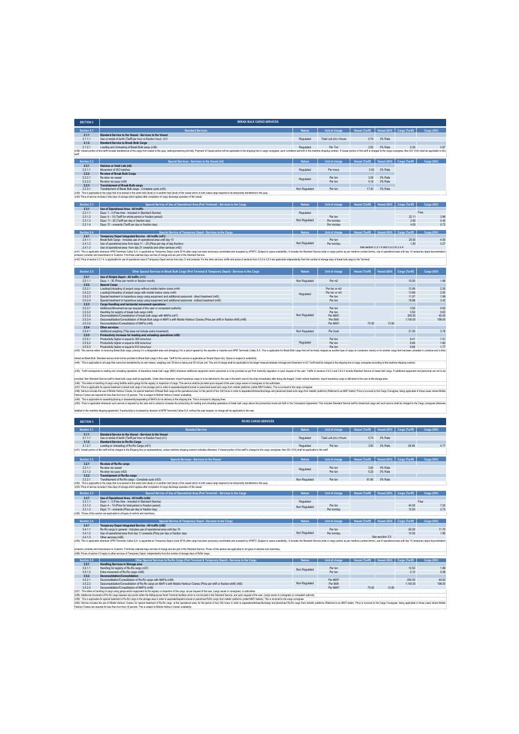## SECTION 2 — BREAK BULK CARGO SERVICES

| Section 2.1 | Standard Services | Nature | Unit of charge | Vessel (Tariff) | Vessel (IGV) | Cargo (Tariff) | Cargo (IGV) |
|---|---|---|---|---|---|---|---|
| 2.1.1 | **Standard Service to the Vessel - Services to the Vessel** | | | | | | |
| 2.1.1.1 | Use or rental of berth (Tariff per hour or fraction hour) (n1) | Regulated | Total LoA (m) x Hours | 0.74 | 0% Rate | | |
| 2.1.2 | **Standard Service to Break Bulk Cargo** | | | | | | |
| 2.1.2.1 | Loading and Unloading of Break Bulk cargo (n38) | Regulated | Per Ton | 2.50 | 0% Rate | 5.39 | 0.97 |

(n38): Vessel portion of this tariff includes transference of the cargo from vessel to the quay, lashing/unlashing and tally. Payment of Vessel portion will be applicable to the shipping line or cargo consignee, upon conditions set forth in the maritime shipping contract. If Vessel portion of this tariff is charged to the cargo consignee, then IGV (VAT) shall be applicable to this tariff.

| Section 2.2 | Special Services - Services to the Vessel (n5) | Nature | Unit of charge | Vessel (Tariff) | Vessel (IGV) | Cargo (Tariff) | Cargo (IGV) |
|---|---|---|---|---|---|---|---|
| 2.2.1 | **Hatches or Hold Lids (n6)** | | | | | | |
| 2.2.1.1 | Movement of ISO hatches | Regulated | Per move | 0.00 | 0% Rate | | |
| 2.2.2 | **Re-stow of Break Bulk Cargo** | | | | | | |
| 2.2.2.1 | Re-stow via vessel | Regulated | Per ton | 3.26 | 0% Rate | | |
| 2.2.2.2 | Re-stow via quay (n39) | Regulated | Per ton | 4.18 | 0% Rate | | |
| 2.2.3 | **Transhipment of Break Bulk cargo** | | | | | | |
| 2.2.3.1 | Transhipment of Break Bulk cargo - Complete cycle (n40) | Non Regulated | Per ton | 17.40 | 0% Rate | | |

(n39): This is applicable to the cargo that is re-stowed in the same hold (level) or in another hold (level) of the vessel which in both cases cargo requires to be temporarily transferred to the quay.
(n40): Price of service includes 3 free days of storage which applies after completion of cargo discharge operation of the vessel.

| Section 2.3 | Special Service of Use of Operational Area (Port Terminal) - Services to the Cargo | Nature | Unit of charge | Vessel (Tariff) | Vessel (IGV) | Cargo (Tariff) | Cargo (IGV) |
|---|---|---|---|---|---|---|---|
| 2.3.1 | **Use of Operational Area - All traffic** | | | | | | |
| 2.3.1.1 | Days: 1 - 3 (Free time - included in Standard Service) | Regulated | | | | Free | |
| 2.3.1.2 | Days: 4 – 10 (Tariff for whole period or fraction period) | Non Regulated | Per ton | | | 22.11 | 3.98 |
| 2.3.1.3 | Days: 11 - 20 (Tariff per day or fraction day) | Non Regulated | Per ton/day | | | 2.50 | 0.45 |
| 2.3.1.4 | Days: 21 - onwards (Tariff per day or fraction day) | Non Regulated | Per ton/day | | | 4.00 | 0.72 |

| Section 2.4 | Special Service of Temporary Depot - Services to the Cargo | Nature | Unit of charge | Vessel (Tariff) | Vessel (IGV) | Cargo (Tariff) | Cargo (IGV) |
|---|---|---|---|---|---|---|---|
| 2.4.1 | **Temporary Depot Integrated Service - All traffic (n41)** | | | | | | |
| 2.4.1.1 | Break Bulk Cargo - Includes use of operational area until day 10 | Non Regulated | Per ton | | | 25.00 | 4.50 |
| 2.4.1.2 | Use of operational area from days 11 – 20 (Price per day of day fraction) | Non Regulated | Per ton/day | | | 1.50 | 0.27 |
| 2.4.1.3 | Use of operational area from day 21 onwards and other services (n42) | Non Regulated | | See section 2.3.1.4 and 2.5.2 to 2.5.4 | | | |

(n41): This is applicable whenever APM Terminals Callao S.A. is appointed as Temporary Depot (code 3014) after cargo has been previously coordinated and accepted by APMTC (Subject to space availability). It includes the Standard Service (total or cargo portion as per maritime contract terms), use of operational area until day 10, temporary depot documentation emission (volante) and transmission to Customs. First three calendar days are free of charge and are part of the Standard Service.
(n42): Price of section 2.3.1.4 is applicable for use of operational area of Temporary Depot service from day 21 and onwards. For the other services, tariffs and prices of sections from 2.5.2 to 2.5.4 are applicable independently from the number of storage days of break bulk cargo in the Terminal.

| Section 2.5 | Other Special Services to Break Bulk Cargo (Port Terminal & Temporary Depot) - Services to the Cargo | Nature | Unit of charge | Vessel (Tariff) | Vessel (IGV) | Cargo (Tariff) | Cargo (IGV) |
|---|---|---|---|---|---|---|---|
| 2.5.1 | **Use of Simple Depot - All traffic (n43)** | | | | | | |
| 2.5.1.1 | Days: 1 - 30 (Price per month or fraction month) | Non Regulated | Per m2 | | | 10.50 | 1.89 |
| 2.5.2 | **Special Cargo** | | | | | | |
| 2.5.2.1 | Loading/Unloading of project cargo without mobile harbor crane (n44) | Regulated | Per ton or m3 | | | 13.08 | 2.35 |
| 2.5.2.2 | Loading/Unloading of project cargo with mobile harbor crane (n44) | Regulated | Per ton or m3 | | | 13.89 | 2.50 |
| 2.5.2.3 | Special treatment to hazardous cargo using equipment and additional personnel - direct treatment (n45) | Regulated | Per ton | | | 11.07 | 1.99 |
| 2.5.2.4 | Special treatment to hazardous cargo using equipment and additional personnel - indirect treatment (n45) | Regulated | Per ton | | | 18.98 | 3.42 |
| 2.5.3 | **Cargo Handling and horizontal movement operations** | | | | | | |
| 2.5.3.1 | Additional Movement as per request of the user or competent authority | Non Regulated | Per ton | | | 3.50 | 0.63 |
| 2.5.3.2 | Handling for registry of break bulk cargo (n46) | Non Regulated | Per ton | | | 3.50 | 0.63 |
| 2.5.3.3 | Deconsolidation/Consolidation of break bulk cargo with MAFIs (n47) | Non Regulated | Per MAFI | | | 250.00 | 45.00 |
| 2.5.3.4 | Deconsolidation/Consolidation of Break Bulk cargo in MAFI's with Mobile Harbour Cranes (Price per shift or fraction shift) (n48) | Non Regulated | Per Shift | | | 1,100.00 | 198.00 |
| 2.5.3.5 | Deconsolidation/Consolidation of MAFIs (n49) | Non Regulated | Per MAFI | 75.00 | 13.50 | | |
| 2.5.4 | **Other services** | | | | | | |
| 2.5.4.1 | Additional weighing (This does not include extra movement) | Non Regulated | Per truck | | | 21.00 | 3.78 |
| 2.5.5 | **Productivity increase for loading and unloading operations (n50)** | | | | | | |
| 2.5.5.1 | Productivity higher or equal to 305 tons-hour | Regulated | Per ton | | | 8.41 | 1.51 |
| 2.5.5.2 | Productivity higher or equal to 406 tons-hour | Regulated | Per ton | | | 8.90 | 1.60 |
| 2.5.5.3 | Productivity higher or equal to 610 tons-hour | Regulated | Per ton | | | 9.84 | 1.77 |

(n43): This service refers to receiving Break Bulk cargo, placing it in a designated area and storaging it for a period agreed by the exporter or importer and APM Terminals Callao S.A. This is applicable for Break Bulk cargo that will be finally shipped as another type of cargo (in containers mainly) or for another cargo that has been unloaded in container and is then stored as Break Bulk. Standard service shall not be provided to Break Bulk cargo in this case. Tariff for this service is applicable as Simple Depot only. Space is subject to availability.
(n44): This is applicable to all cargo that cannot be transferred by its own means, weighing over 35 tons or being over 50 m3 per unit. The unit of charge shall be applicable to the larger measure between tonnage and dimension in m3. Tariff shall be charged to the shipping line or cargo consignee according to the maritime shipping contract.
(n45): Tariff corresponds to loading and unloading operations of hazardous break bulk cargo (IMO) whenever additional equipment and/or personnel is to be provided as per Port Authority regulation or upon request of the user. Tariffs of sections 2.5.2.3 and 2.5.2.4 include Standard Service to break bulk cargo. If additional equipment and personnel are not to be provided, then Standard Service tariff to break bulk cargo shall be applicable. Under direct treatment, import hazardous cargo is to be delivered to the user in the berth (next to the ship) immediately after being discharged. Under indirect treatment, import hazardous cargo is delivered to the user at the storage area.
(n46): This refers to handling of cargo using forklifts and/or gangs for the registry or inspection of cargo. This service shall be provided upon request of the user (cargo owner or consignee) or the authorities.
(n47): Price is applicable for special treatment to break bulk cargo in the storage yard in order to separate/dispatch/unload or place/load break bulk cargo from metallic platforms (called MAFI trailers). This is invoiced to the cargo consignee.
(n48): Service includes the use of Mobile Harbour Cranes, for special treatment of Break Bulk cargo at the operational area, for the period of four (04) hours in order to separate/withdraw/discharge and place/load break bulk cargo from metallic platforms (Referred to as MAFI trailer). Price is invoiced to the Cargo Consignee, being applicable in those cases where Mobile Harbour Cranes are required for less than four-hour (4) periods. This is subject to Mobile Harbour Cranes' availability.
(n49): This is applicable for assembly/placing or disassembly/separating of MAFIs for its delivery to the shipping line. This is invoiced to shipping lines.
(n50): Price is applicable whenever such service is required by the user and is aimed to increase the productivity for loading and unloading operations of break bulk cargo above the productivity levels set forth in the Concession Agreement. This includes Standard Service tariff to break bulk cargo and such service shall be charged to the Cargo consignee otherwise detailed in the maritime shipping agreement. If productivity is increased by decision of APM Terminals Callao S.A. without the user request, no charge will be applicable to the user.

## SECTION 3 — RO-RO CARGO SERVICES

| Section 3.1 | Standard Service | Nature | Unit of charge | Vessel (Tariff) | Vessel (IGV) | Cargo (Tariff) | Cargo (IGV) |
|---|---|---|---|---|---|---|---|
| 3.1.1 | **Standard Service to the Vessel - Services to the Vessel** | | | | | | |
| 3.1.1.1 | Use or rental of berth (Tariff per hour or fraction hour) (n1) | Regulated | Total LoA (m) x Hours | 0.74 | 0% Rate | | |
| 3.1.2 | **Standard Service to Ro-Ro Cargo** | | | | | | |
| 3.1.2.1 | Loading or Unloading of Ro-Ro Cargo (n51) | Regulated | Per ton | 3.50 | 0% Rate | 26.49 | 4.77 |

(n51): Vessel portion of this tariff will be charged to the Shipping line (or representative), unless maritime shipping contract indicates otherwise. If Vessel portion of this tariff is charged to the cargo consignee, then IGV (VAT) shall be applicable to this tariff.

| Section 3.2 | Special Services - Services to the Vessel | Nature | Unit of charge | Vessel (Tariff) | Vessel (IGV) | Cargo (Tariff) | Cargo (IGV) |
|---|---|---|---|---|---|---|---|
| 3.2.1 | **Re-stow of Ro-Ro cargo** | | | | | | |
| 3.2.1.1 | Re-stow via vessel | Regulated | Per ton | 3.00 | 0% Rate | | |
| 3.2.1.2 | Re-stow via quay (n52) | Regulated | Per ton | 5.25 | 0% Rate | | |
| 3.2.2 | **Transhipment of Ro-Ro cargo** | | | | | | |
| 3.2.2.1 | Transhipment of Ro-Ro cargo - Complete cycle (n53) | Non Regulated | Per ton | 61.90 | 0% Rate | | |

(n52): This is applicable to the cargo that is re-stowed in the same hold (level) or in another hold (level) of the vessel which in both cases cargo requires to be temporarily transferred to the quay.
(n53): Price of service includes 3 free days of storage which applies after completion of cargo discharge operation of the vessel.

| Section 3.3 | Special Service of Use of Operational Area (Port Terminal) - Services to the Cargo | Nature | Unit of charge | Vessel (Tariff) | Vessel (IGV) | Cargo (Tariff) | Cargo (IGV) |
|---|---|---|---|---|---|---|---|
| 3.3.1 | **Use of Operational Area - All traffic (n54)** | | | | | | |
| 3.3.1.1 | Days: 1 - 3 (Free time - included in Standard Service) | Regulated | | | | Free | |
| 3.3.1.2 | Days: 4 – 10 (Price for total period or fraction period) | Non Regulated | Per ton | | | 40.00 | 7.20 |
| 3.3.1.3 | Days: 11 - onwards (Price per day or fraction day) | Non Regulated | Per ton/day | | | 15.00 | 2.70 |

(n54): Prices of this section are applicable to all types of vehicle and machinery.

| Section 3.4 | Special Service of Temporary Depot - Services to the Cargo | Nature | Unit of charge | Vessel (Tariff) | Vessel (IGV) | Cargo (Tariff) | Cargo (IGV) |
|---|---|---|---|---|---|---|---|
| 3.4.1 | **Temporary Depot Integrated Service - All traffic (n55)** | | | | | | |
| 3.4.1.1 | Ro-Ro cargo in general - Includes use of operational area until day 10 | Non Regulated | Per ton | | | 65.00 | 11.70 |
| 3.4.1.2 | Use of operational area from day 11 onwards (Price per day or fraction day) | Non Regulated | Per ton/day | | | 10.00 | 1.80 |
| 3.4.1.3 | Other services (n56) | Non Regulated | | | See secction 3.5 | | |

(n55): This is applicable whenever APM Terminals Callao S.A. is appointed as Temporary Depot (code 3014) after cargo has been previously coordinated and accepted by APMTC (Subject to space availability). It includes the Standard Service (total or cargo portion as per maritime contract terms), use of operational area until day 10, temporary depot documentation emission (volante) and transmission to Customs. First three calendar days are free of charge and are part of the Standard Service. Prices of this section are applicable to all types of vehicles and machinery.
(n56): Prices of section 3.5 apply to other services of Temporary Depot, independently from the number of storage days of RoRo cargo.

| Section 3.5 | Other Special Services to Ro-Ro Cargo (Port Terminal & Temporary Depot) - Services to the Cargo | Nature | Unit of charge | Vessel (Tariff) | Vessel (IGV) | Cargo (Tariff) | Cargo (IGV) |
|---|---|---|---|---|---|---|---|
| 3.5.1 | **Handling Services in Storage area** | | | | | | |
| 3.5.1.1 | Handling for registry of Ro-Ro cargo (n57) | Non Regulated | Per ton | | | 10.50 | 1.89 |
| 3.5.1.2 | Extra movement of Ro-Ro cargo (n58) | Non Regulated | Per ton | | | 2.10 | 0.38 |
| 3.5.2 | **Deconsolidation/Consolidation** | | | | | | |
| 3.5.2.1 | Deconsolidation/Consolidation of Ro-Ro cargo with MAFIs (n59) | Non Regulated | Per MAFI | | | 250.00 | 45.00 |
| 3.5.2.2 | Deconsolidation/Consolidation of Ro-Ro cargo en MAFI's with Mobile Harbour Cranes (Price per shift or fraction shift) (n60) | Non Regulated | Per Shift | | | 1,100.00 | 198.00 |
| 3.5.2.3 | Deconsolidation/Consolidation of MAFI's (n49) | Non Regulated | Per MAFI | 75.00 | 13.50 | | |

(n57): This refers to handling of cargo using gangs and/or equipment for the registry or inspection of cargo, as per request of the user, (cargo owner or consignee), or authorities.
(n58): Additional movement of Ro-Ro cargo between two points within the Multipurpose North Terminal facilities which is not included in the Standard Service, and upon request of the user, (cargo owner or consignee) or competent authority.
(n59): This is applicable for special treatment to Ro-Ro cargo in the storage area in order to separate/dispatch/unload or place/load Ro-Ro cargo from metallic platforms (called MAFI trailers). This is invoiced to the cargo consignee.
(n60): Service includes the use of Mobile Harbour Cranes, for special treatment of Ro-Ro cargo at the operational area, for the period of four (04) hours in order to separate/withdraw/discharge and place/load Ro-Ro cargo from metallic platforms (Referred to as MAFI trailer). Price is invoiced to the Cargo Consignee, being applicable in those cases where Mobile Harbour Cranes are required for less than four-hour (4) periods. This is subject to Mobile Harbour Cranes' availability.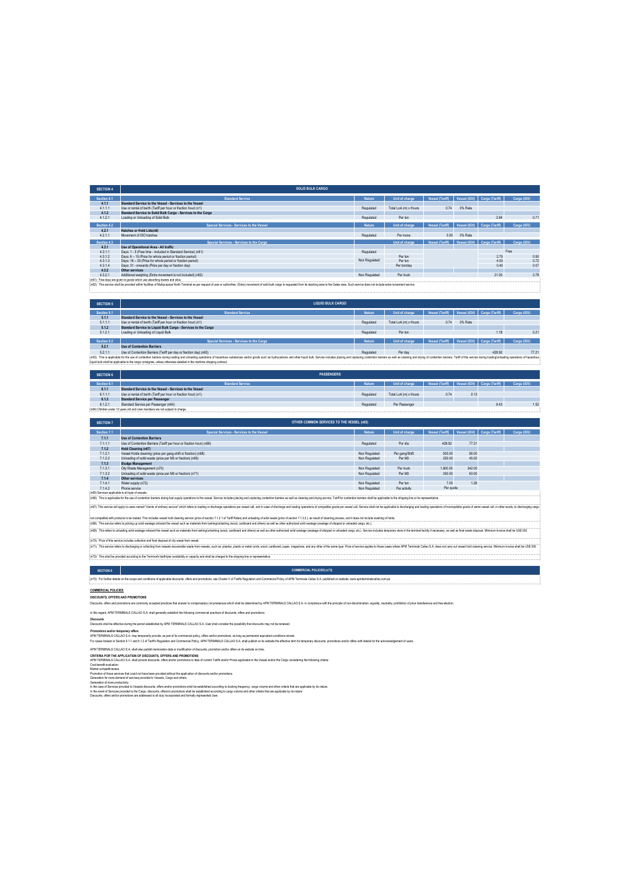| SECTION 4 | SOLID BULK CARGO | | | | | | |
|---|---|---|---|---|---|---|---|
| **Section 4.1** | **Standard Service** | **Nature** | **Unit of charge** | **Vessel (Tariff)** | **Vessel (IGV)** | **Cargo (Tariff)** | **Cargo (IGV)** |
| **4.1.1** | **Standard Service to the Vessel - Services to the Vessel** | | | | | | |
| 4.1.1.1 | Use or rental of berth (Tariff per hour or fraction hour) (n1) | Regulated | Total LoA (m) x Hours | 0.74 | 0% Rate | | |
| **4.1.2** | **Standard Service to Solid Bulk Cargo - Services to the Cargo** | | | | | | |
| 4.1.2.1 | Loading or Unloading of Solid Bulk | Regulated | Per ton | | | 3.94 | 0.71 |
| **Section 4.2** | **Special Services - Services to the Vessel** | **Nature** | **Unit of charge** | **Vessel (Tariff)** | **Vessel (IGV)** | **Cargo (Tariff)** | **Cargo (IGV)** |
| **4.2.1** | **Hatches or Hold Lids(n6)** | | | | | | |
| 4.2.1.1 | Movement of ISO hatches | Regulated | Per move | 0.00 | 0% Rate | | |
| **Section 4.3** | **Special Services - Services to the Cargo** | | **Unit of charge** | **Vessel (Tariff)** | **Vessel (IGV)** | **Cargo (Tariff)** | **Cargo (IGV)** |
| **4.3.1** | **Use of Operational Area - All traffic** | | | | | | |
| 4.3.1.1 | Days: 1 - 5 (Free time - included in Standard Service) (n61) | Regulated | | | | Free | |
| 4.3.1.2 | Days: 6 – 15 (Price for whole period or fraction period) | Non Regulated | Per ton | | | 2.75 | 0.50 |
| 4.3.1.3 | Days: 16 – 30 (Price for whole period or fraction period) | Non Regulated | Per ton | | | 4.00 | 0.72 |
| 4.3.1.4 | Days: 31 - onwards (Price per day or fraction day) | | Per ton/day | | | 0.40 | 0.07 |
| **4.3.2** | **Other services** | | | | | | |
| 4.3.2.1 | Additional weighing (Extra movement is not included) (n62) | Non Regulated | Per truck | | | 21.00 | 3.78 |

(n61): Free days are given to goods which use absorbing towers and silos.

(n62): This service shall be provided within facilities of Multipurpose North Terminal as per request of user or authorities. (Extra) movement of solid bulk cargo is requested from its stacking area to the Gates area. Such service does not include extra movement service.

| SECTION 5 | LIQUID BULK CARGO | | | | | | |
|---|---|---|---|---|---|---|---|
| **Section 5.1** | **Standard Service** | **Nature** | **Unit of charge** | **Vessel (Tariff)** | **Vessel (IGV)** | **Cargo (Tariff)** | **Cargo (IGV)** |
| **5.1.1** | **Standard Service to the Vessel - Services to the Vessel** | | | | | | |
| 5.1.1.1 | Use or rental of berth (Tariff per hour or fraction hour) (n1) | Regulated | Total LoA (m) x Hours | 0.74 | 0% Rate | | |
| **5.1.2** | **Standard Service to Liquid Bulk Cargo - Services to the Cargo** | | | | | | |
| 5.1.2.1 | Loading or Unloading of Liquid Bulk | Regulated | Per ton | | | 1.18 | 0.21 |
| **Section 5.2** | **Special Services - Services to the Cargo** | **Nature** | **Unit of charge** | **Vessel (Tariff)** | **Vessel (IGV)** | **Cargo (Tariff)** | **Cargo (IGV)** |
| **5.2.1** | **Use of Contention Barriers** | | | | | | |
| 5.2.1.1 | Use of Contention Barriers (Tariff per day or fraction day) (n63) | Regulated | Per day | | | 428.92 | 77.21 |

(n63): This is applicable for the use of contention barriers during loading and unloading operations of hazardous substances and/or goods such as hydrocarbons and other liquid bulk. Service includes placing and unplacing contention barriers as well as cleaning and drying of contention barriers. Tariff of this service during loading/unloading operations of hazardous liquid bulk shall be applicable to the cargo consignee, unless otherwise detailed in the maritime shipping contract.

| SECTION 6 | PASSENGERS | | | | | | |
|---|---|---|---|---|---|---|---|
| **Section 6.1** | **Standard Service** | **Nature** | **Unit of charge** | **Vessel (Tariff)** | **Vessel (IGV)** | **Cargo (Tariff)** | **Cargo (IGV)** |
| **6.1.1** | **Standard Service to the Vessel - Services to the Vessel** | | | | | | |
| 6.1.1.1 | Use or rental of berth (Tariff per hour or fraction hour) (n1) | Regulated | Total LoA (m) x Hours | 0.74 | 0.13 | | |
| **6.1.2** | **Standard Service per Passenger** | | | | | | |
| 6.1.2.1 | Standard Service per Passenger (n64) | Regulated | Per Passenger | | | 8.43 | 1.52 |

(n64) Children under 12 years old and crew members are not subject to charge.

| SECTION 7 | OTHER COMMON SERVICES TO THE VESSEL (n65) | | | | | | |
|---|---|---|---|---|---|---|---|
| **Section 7.1** | **Special Services - Services to the Vessel** | **Nature** | **Unit of charge** | **Vessel (Tariff)** | **Vessel (IGV)** | **Cargo (Tariff)** | **Cargo (IGV)** |
| **7.1.1** | **Use of Contention Barriers** | | | | | | |
| 7.1.1.1 | Use of Contention Barriers (Tariff per hour or fraction hour) (n66) | Regulated | Per day | 428.92 | 77.21 | | |
| **7.1.2** | **Hold Cleaning (n67)** | | | | | | |
| 7.1.2.1 | Vessel Holds cleaning (price per gang-shift or fraction) (n68) | Non Regulated | Per gang/Shift | 500.00 | 90.00 | | |
| 7.1.2.2 | Unloading of solid waste (price per M3 or fraction) (n69) | Non Regulated | Per M3 | 250.00 | 45.00 | | |
| **7.1.3** | **Sludge Management** | | | | | | |
| 7.1.3.1 | Oily Waste Management (n70) | Non Regulated | Per truck | 1,900.00 | 342.00 | | |
| 7.1.3.2 | Unloading of solid waste (price per M3 or fraction) (n71) | Non Regulated | Per M3 | 350.00 | 63.00 | | |
| **7.1.4** | **Other services** | | | | | | |
| 7.1.4.1 | Water supply (n72) | Non Regulated | Per ton | 7.00 | 1.26 | | |
| 7.1.4.2 | Phone service | Non Regulated | Per activity | Per quote | | | |

(n65) Services applicable to all type of vessels.

(n66): This is applicable for the use of contention barriers during fuel supply operations to the vessel. Service includes placing and unplacing contention barriers as well as cleaning and drying service. Tariff for contention barriers shall be applicable to the shipping line or its representative.

(n67): This service will apply to users named "clients of ordinary service" which refers to loading or discharge operations per vessel call, and in case of discharge and loading operations of compatible goods per vessel call. Service shall not be applicable to discharging and loading operations of incompatible goods of same vessel call, in other words, to discharging cargo not compatible with products to be loaded. This includes vessel hold cleaning service (price of section 7.1.2.1 of Tariff Rates) and unloading of solid waste (price of section 7.1.2.2.), as result of cleaning process, and it does not include washing of holds.

(n68): This service refers to picking up solid wastage onboard the vessel such as materials from lashing/unlashing (wood, cardboard and others) as well as other authorized solid wastage (wastage of shipped or unloaded cargo, etc.).

(n69): This refers to unloading solid wastage onboard the vessel such as materials from lashing/unlashing (wood, cardboard and others) as well as other authorized solid wastage (wastage of shipped or unloaded cargo, etc.). Service includes temporary store in the terminal facility if necessary, as well as final waste disposal. Minimum invoice shall be US$ 250.

(n70): Price of this service includes collection and final disposal of oily waste from vessel.

(n71): This service refers to discharging or collecting from vessels recoverable waste from vessels, such as: plastics, plastic or metal cords, wood, cardboard, paper, magazines, and any other of the same type. Price of service applies to those cases where APM Terminals Callao S.A. does not carry out vessel hold cleaning service. Minimum invoice shall be US$ 350.

(n72): This shall be provided according to the Terminal's berth/pier availability or capacity and shall be charged to the shipping line or representative.

| SECTION 8 | COMMERCIAL POLICIES (n73) |
|---|---|

(n73): For further details on the scope and conditions of applicable discounts, offers and promotions, see Charter V of Tariffs Regulation and Commercial Policy of APM Terminals Callao S.A. published on website: www.apmterminalscallao.com.pe

**COMMERCIAL POLICIES**

**DISCOUNTS, OFFERS AND PROMOTIONS**

Discounts, offers and promotions are commonly accepted practices that answer to compensatory circumstances which shall be determined by APM TERMINALS CALLAO S.A. in compliance with the principle of non-discrimination, equality, neutrality, prohibition of price transference and free election.

In this regard, APM TERMINALS CALLAO S.A. shall generally establish the following commercial practices of discounts, offers and promotions:

***Discounts***

Discounts shall be effective during the period established by APM TERMINALS CALLAO S.A. User shall consider the possibility that discounts may not be renewed.

***Promotions and/or temporary offers***

APM TERMINALS CALLAO S.A. may temporarily provide, as part of its commercial policy, offers and/or promotions, as long as permanent equivalent conditions remain.

For cases foreseen in Section 5.1.1 and 5.1.2 of Tariff's Regulation and Commercial Policy, APM TERMINALS CALLAO S.A. shall publish on its website the effective term for temporary discounts, promotions and/or offers with details for the acknowledgement of users.

APM TERMINALS CALLAO S.A. shall also publish termination date or modification of discounts, promotion and/or offers on its website on time.

**CRITERIA FOR THE APPLICATION OF DISCOUNTS, OFFERS AND PROMOTIONS**

APM TERMINALS CALLAO S.A. shall provide discounts, offers and/or promotions to fees of current Tariffs and/or Prices applicable to the Vessel and/or the Cargo considering the following criteria:

Cost-benefit evaluation

Market competitiveness

Promotion of those services that could not have been provided without the application of discounts and/or promotions.

Generation for more demand of services provided to Vessels, Cargo and others.

Generation of more productivity.

In the case of Services provided to Vessels discounts, offers and/or promotions shall be established according to docking frequency, cargo volume and other criteria that are applicable by its nature.

In the event of Services provided to the Cargo, discounts, offers/or promotions shall be established according to cargo volume and other criteria that are applicable by its nature.

Discounts, offers and/or promotions are addressed to all duly incorporated and formally represented User.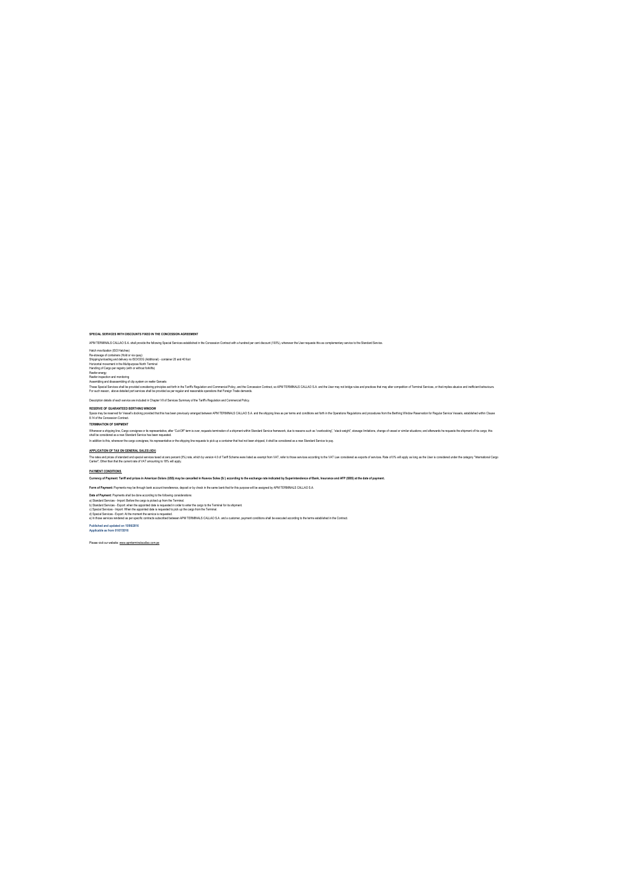**SPECIAL SERVICES WITH DISCOUNTS FIXED IN THE CONCESSION AGREEMENT**

APM TERMINALS CALLAO S.A. shall provide the following Special Services established in the Concession Contract with a hundred per cent discount (100%), whenever the User requests this as complementary service to the Standard Service.

Hatch movilization (ISO Hatches)
Re-stowage of containers (Hold or via quay)
Shipping/unloading and delivery no ISO/ODG (Additional) - container 20 and 40 foot
Horizontal movement in the Multipurpose North Terminal
Handling of Cargo per registry (with or without forklifts)
Reefer energy
Reefer inspection and monitoring
Assembling and disassembling of clip system on reefer Gensets

These Special Services shall be provided considering principles set forth in the Tariffs Regulation and Commercial Policy, and the Concession Contract, so APM TERMINALS CALLAO S.A. and the User may not bridge rules and practices that may alter competition of Terminal Services, or that implies abusive and inefficient behaviours.
For such reason, above detailed port services shall be provided as per regular and reasonable operations that Foreign Trade demands.

Description details of each service are included in Chapter VII of Services Summary of the Tariff's Regulation and Commercial Policy.

**RESERVE OF GUARANTEED BERTHING WINDOW**

Space may be reserved for Vessel's docking provided that this has been previously arranged between APM TERMINALS CALLAO S.A. and the shipping lines as per terms and conditions set forth in the Operations Regulations and procedures from the Berthing Window Reservation for Regular Service Vessels, established within Clause 8.14 of the Concession Contract.

**TERMINATION OF SHIPMENT**

Whenever a shipping line, Cargo consignee or its representative, after "Cut-Off" term is over, requests termination of a shipment within Standard Service framework, due to reasons such as "overbooking", "stack weight", stowage limitations, change of vessel or similar situations; and afterwards he requests the shipment of his cargo; this shall be considered as a new Standard Service has been requested.

In addition to this, whenever the cargo consignee, his representative or the shipping line requests to pick up a container that had not been shipped, it shall be considered as a new Standard Service to pay.

**APPLICATION OF TAX ON GENERAL SALES (IGV)**

The sales and prices of standard and special services taxed at zero percent (0%) rate, which by version 4.0 of Tariff Scheme were listed as exempt from VAT, refer to those services according to the VAT Law considered as exports of services. Rate of 0% will apply as long as the User is considered under the category "International Cargo Carrier"; Other than that the current rate of VAT amounting to 18% will apply.

**PAYMENT CONDITIONS**

**Currency of Payment: Tariff and prices in American Dolars (US$) may be cancelled in Nuevos Soles (S/.) according to the exchange rate indicated by Superintendence of Bank, Insurance and AFP (SBS) at the date of payment.**

**Form of Payment:** Payments may be through bank account transference, deposit or by check in the same bank that for this purpose will be assigned by APM TERMINALS CALLAO S.A.

**Date of Payment:** Payments shall be done according to the following considerations:
a) Standard Services - Import: Before the cargo is picked up from the Terminal.
b) Standard Services - Export: when the appointed date is requested in order to enter the cargo to the Terminal for its shipment.
c) Special Services - Import: When the appointed date is requested to pick up the cargo from the Terminal.
d) Special Services - Export: At the moment the service is requested.
e) In those services rendered as per specific contracts subscribed between APM TERMINALS CALLAO S.A. and a customer, payment conditions shall be executed according to the terms established in the Contract.

**Published and updated on 15/06/2016**
**Applicable as from 01/07/2016**

Please visit our website: www.apmterminalscallao.com.pe